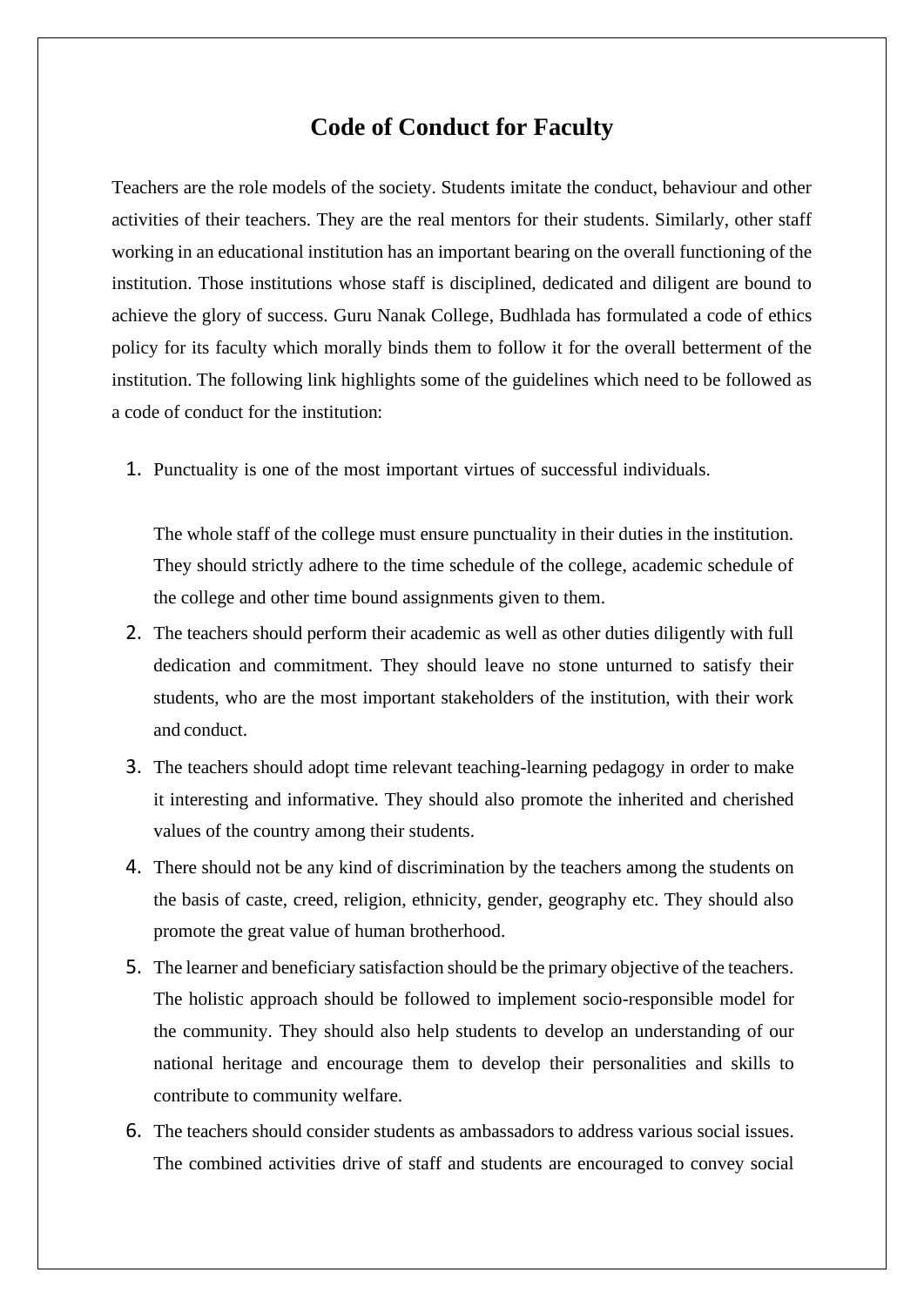# Code of Conduct for Faculty

Teachers are the role models of the society. Students imitate the conduct, behaviour and other activities of their teachers. They are the real mentors for their students. Similarly, other staff working in an educational institution has an important bearing on the overall functioning of the institution. Those institutions whose staff is disciplined, dedicated and diligent are bound to achieve the glory of success. Guru Nanak College, Budhlada has formulated a code of ethics policy for its faculty which morally binds them to follow it for the overall betterment of the institution. The following link highlights some of the guidelines which need to be followed as a code of conduct for the institution:

1. Punctuality is one of the most important virtues of successful individuals.

   The whole staff of the college must ensure punctuality in their duties in the institution. They should strictly adhere to the time schedule of the college, academic schedule of the college and other time bound assignments given to them.
2. The teachers should perform their academic as well as other duties diligently with full dedication and commitment. They should leave no stone unturned to satisfy their students, who are the most important stakeholders of the institution, with their work and conduct.
3. The teachers should adopt time relevant teaching-learning pedagogy in order to make it interesting and informative. They should also promote the inherited and cherished values of the country among their students.
4. There should not be any kind of discrimination by the teachers among the students on the basis of caste, creed, religion, ethnicity, gender, geography etc. They should also promote the great value of human brotherhood.
5. The learner and beneficiary satisfaction should be the primary objective of the teachers. The holistic approach should be followed to implement socio-responsible model for the community. They should also help students to develop an understanding of our national heritage and encourage them to develop their personalities and skills to contribute to community welfare.
6. The teachers should consider students as ambassadors to address various social issues. The combined activities drive of staff and students are encouraged to convey social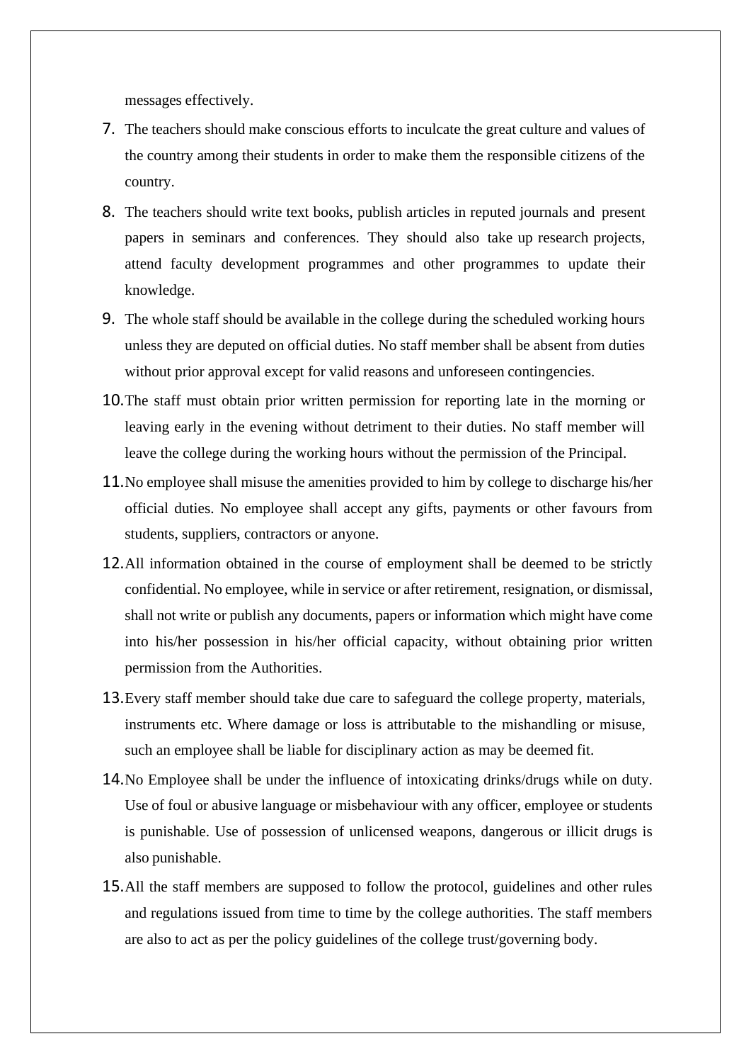messages effectively.

7. The teachers should make conscious efforts to inculcate the great culture and values of the country among their students in order to make them the responsible citizens of the country.
8. The teachers should write text books, publish articles in reputed journals and present papers in seminars and conferences. They should also take up research projects, attend faculty development programmes and other programmes to update their knowledge.
9. The whole staff should be available in the college during the scheduled working hours unless they are deputed on official duties. No staff member shall be absent from duties without prior approval except for valid reasons and unforeseen contingencies.
10. The staff must obtain prior written permission for reporting late in the morning or leaving early in the evening without detriment to their duties. No staff member will leave the college during the working hours without the permission of the Principal.
11. No employee shall misuse the amenities provided to him by college to discharge his/her official duties. No employee shall accept any gifts, payments or other favours from students, suppliers, contractors or anyone.
12. All information obtained in the course of employment shall be deemed to be strictly confidential. No employee, while in service or after retirement, resignation, or dismissal, shall not write or publish any documents, papers or information which might have come into his/her possession in his/her official capacity, without obtaining prior written permission from the Authorities.
13. Every staff member should take due care to safeguard the college property, materials, instruments etc. Where damage or loss is attributable to the mishandling or misuse, such an employee shall be liable for disciplinary action as may be deemed fit.
14. No Employee shall be under the influence of intoxicating drinks/drugs while on duty. Use of foul or abusive language or misbehaviour with any officer, employee or students is punishable. Use of possession of unlicensed weapons, dangerous or illicit drugs is also punishable.
15. All the staff members are supposed to follow the protocol, guidelines and other rules and regulations issued from time to time by the college authorities. The staff members are also to act as per the policy guidelines of the college trust/governing body.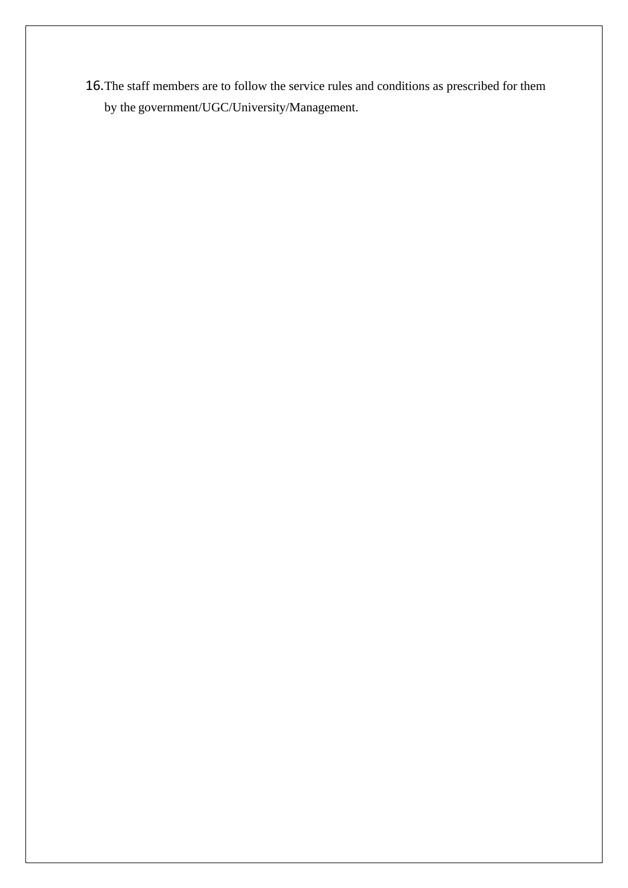16. The staff members are to follow the service rules and conditions as prescribed for them by the government/UGC/University/Management.